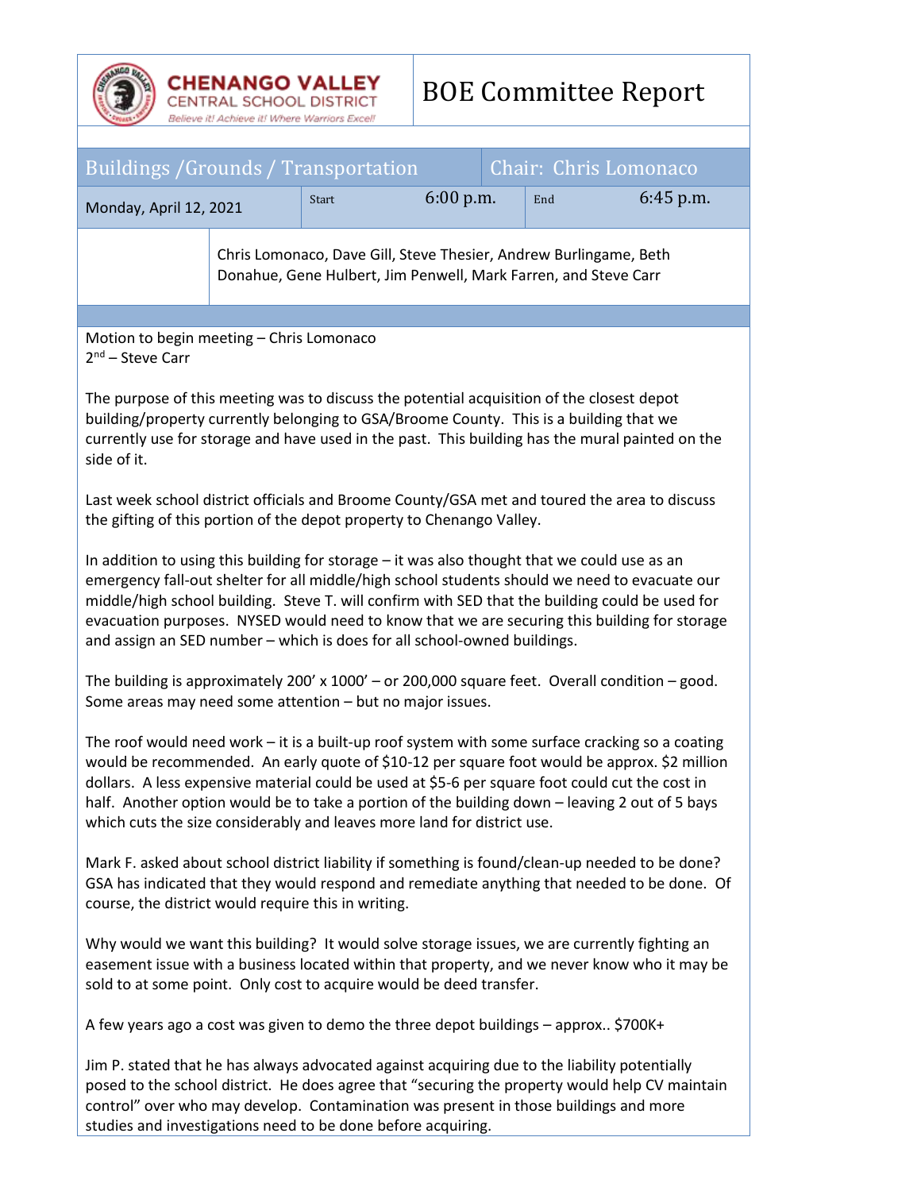**CHENANGO VALLEY**
CENTRAL SCHOOL DISTRICT
*Believe it! Achieve it! Where Warriors Excel!*

# BOE Committee Report

| Buildings /Grounds / Transportation | | | | Chair: Chris Lomonaco | |
|---|---|---|---|---|---|
| Monday, April 12, 2021 | Start | 6:00 p.m. | End | 6:45 p.m. | |
| | Chris Lomonaco, Dave Gill, Steve Thesier, Andrew Burlingame, Beth Donahue, Gene Hulbert, Jim Penwell, Mark Farren, and Steve Carr | | | | |

Motion to begin meeting – Chris Lomonaco
2nd – Steve Carr

The purpose of this meeting was to discuss the potential acquisition of the closest depot building/property currently belonging to GSA/Broome County. This is a building that we currently use for storage and have used in the past. This building has the mural painted on the side of it.

Last week school district officials and Broome County/GSA met and toured the area to discuss the gifting of this portion of the depot property to Chenango Valley.

In addition to using this building for storage – it was also thought that we could use as an emergency fall-out shelter for all middle/high school students should we need to evacuate our middle/high school building. Steve T. will confirm with SED that the building could be used for evacuation purposes. NYSED would need to know that we are securing this building for storage and assign an SED number – which is does for all school-owned buildings.

The building is approximately 200' x 1000' – or 200,000 square feet. Overall condition – good. Some areas may need some attention – but no major issues.

The roof would need work – it is a built-up roof system with some surface cracking so a coating would be recommended. An early quote of $10-12 per square foot would be approx. $2 million dollars. A less expensive material could be used at $5-6 per square foot could cut the cost in half. Another option would be to take a portion of the building down – leaving 2 out of 5 bays which cuts the size considerably and leaves more land for district use.

Mark F. asked about school district liability if something is found/clean-up needed to be done? GSA has indicated that they would respond and remediate anything that needed to be done. Of course, the district would require this in writing.

Why would we want this building? It would solve storage issues, we are currently fighting an easement issue with a business located within that property, and we never know who it may be sold to at some point. Only cost to acquire would be deed transfer.

A few years ago a cost was given to demo the three depot buildings – approx.. $700K+

Jim P. stated that he has always advocated against acquiring due to the liability potentially posed to the school district. He does agree that "securing the property would help CV maintain control" over who may develop. Contamination was present in those buildings and more studies and investigations need to be done before acquiring.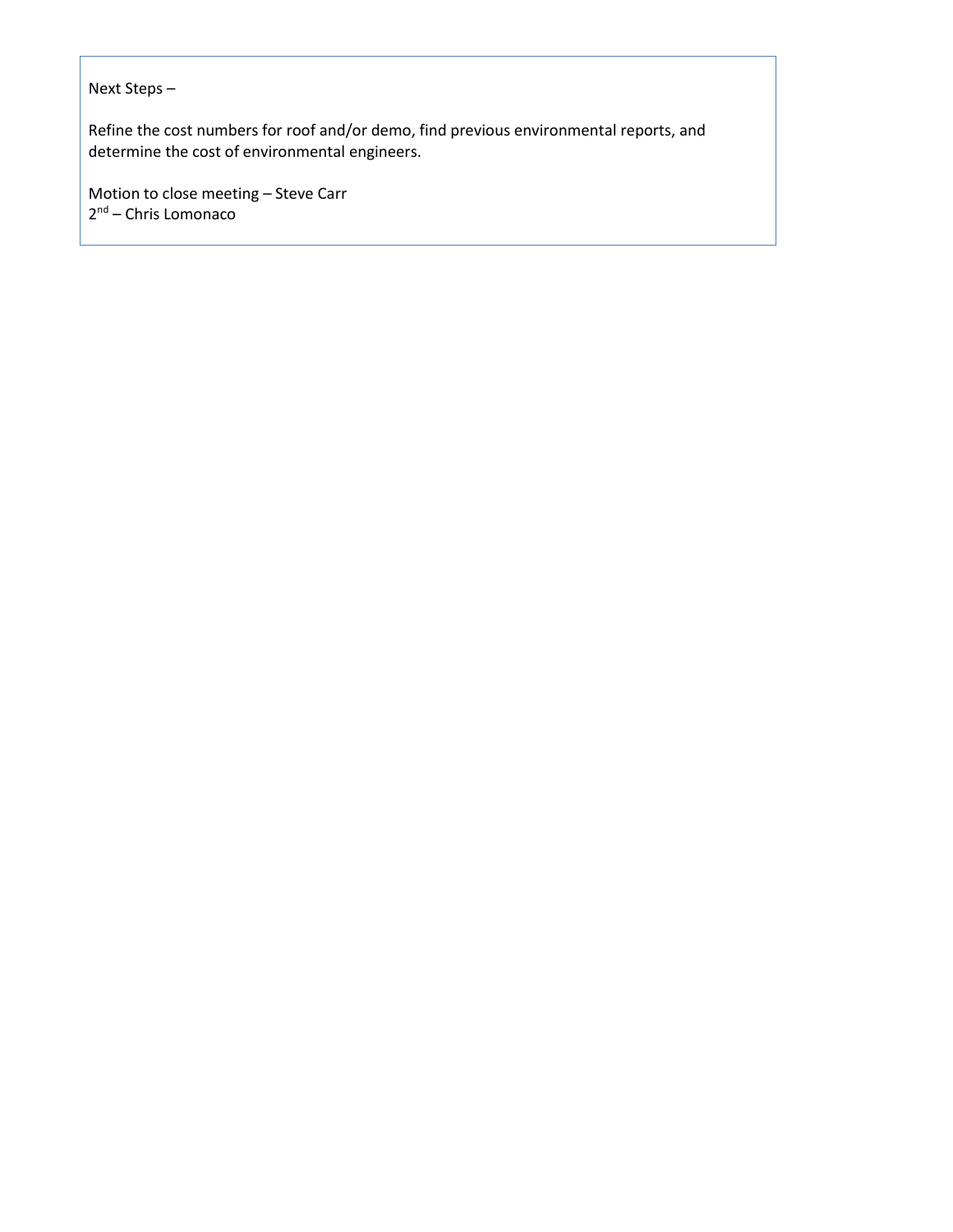Next Steps –

Refine the cost numbers for roof and/or demo, find previous environmental reports, and determine the cost of environmental engineers.

Motion to close meeting – Steve Carr
2nd – Chris Lomonaco